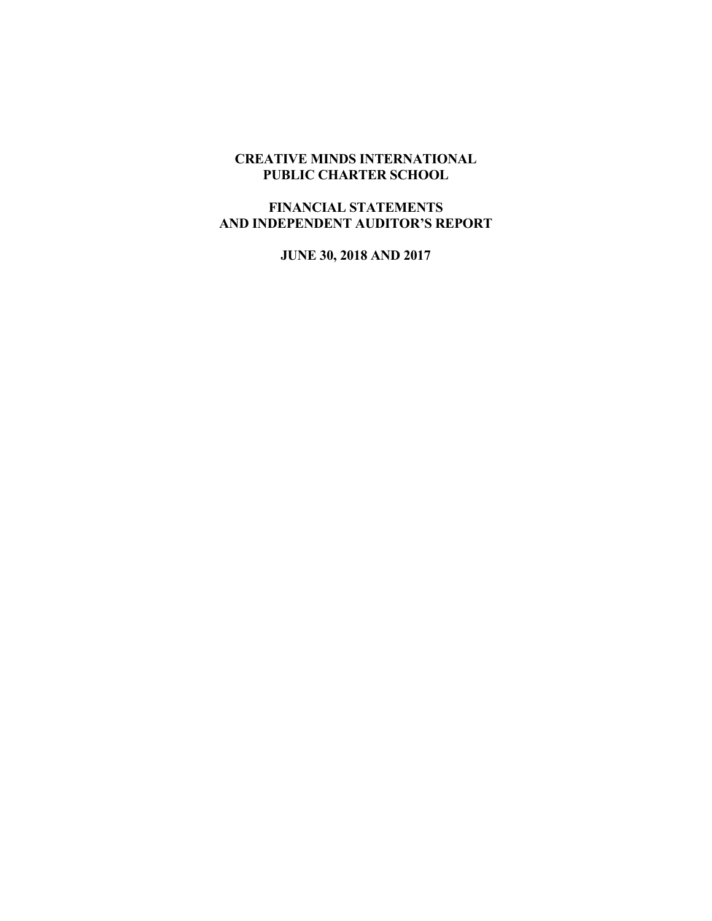# CREATIVE MINDS INTERNATIONAL PUBLIC CHARTER SCHOOL

## FINANCIAL STATEMENTS AND INDEPENDENT AUDITOR'S REPORT

### JUNE 30, 2018 AND 2017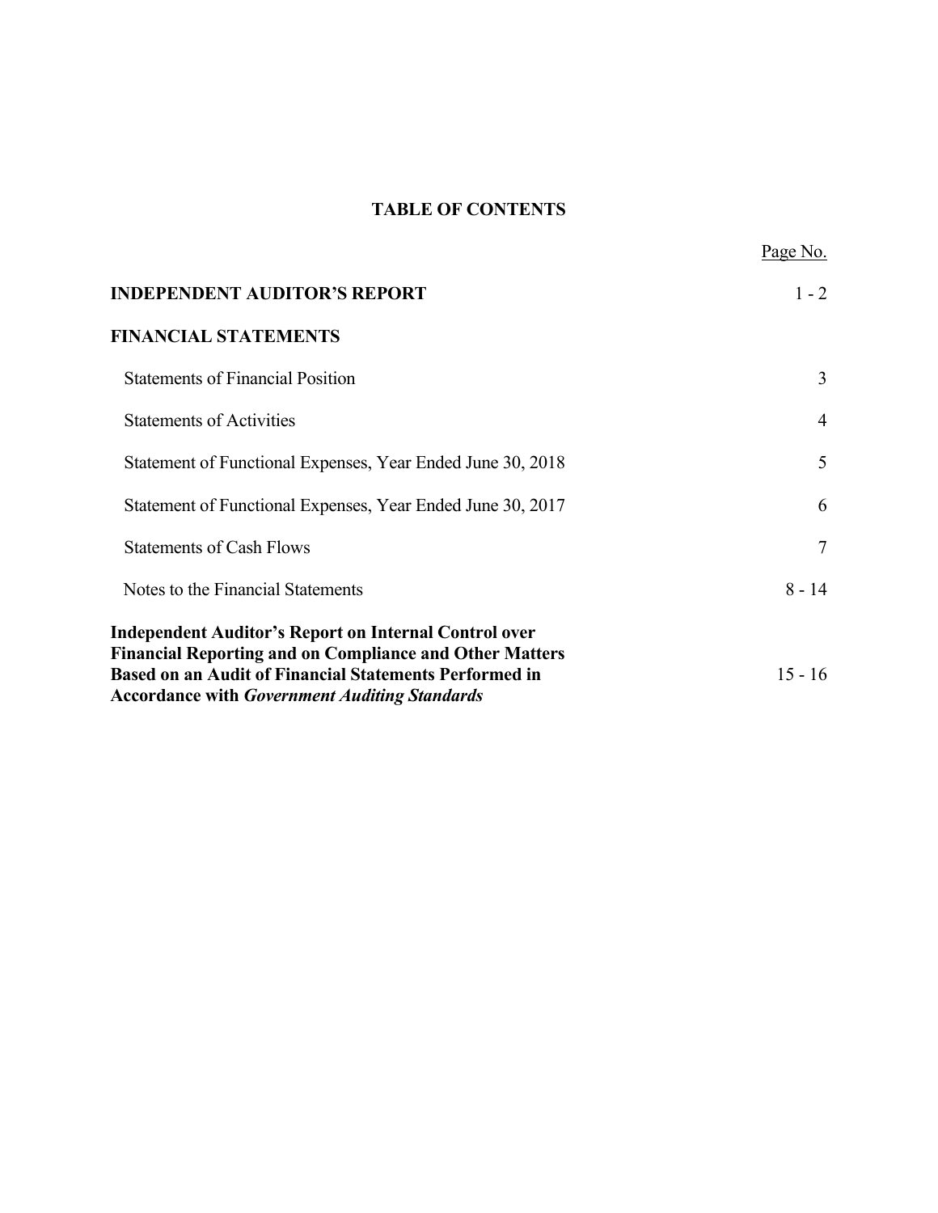# TABLE OF CONTENTS

| | Page No. |
|---|---|
| **INDEPENDENT AUDITOR'S REPORT** | 1 - 2 |
| **FINANCIAL STATEMENTS** | |
| Statements of Financial Position | 3 |
| Statements of Activities | 4 |
| Statement of Functional Expenses, Year Ended June 30, 2018 | 5 |
| Statement of Functional Expenses, Year Ended June 30, 2017 | 6 |
| Statements of Cash Flows | 7 |
| Notes to the Financial Statements | 8 - 14 |
| **Independent Auditor's Report on Internal Control over Financial Reporting and on Compliance and Other Matters Based on an Audit of Financial Statements Performed in Accordance with *Government Auditing Standards*** | 15 - 16 |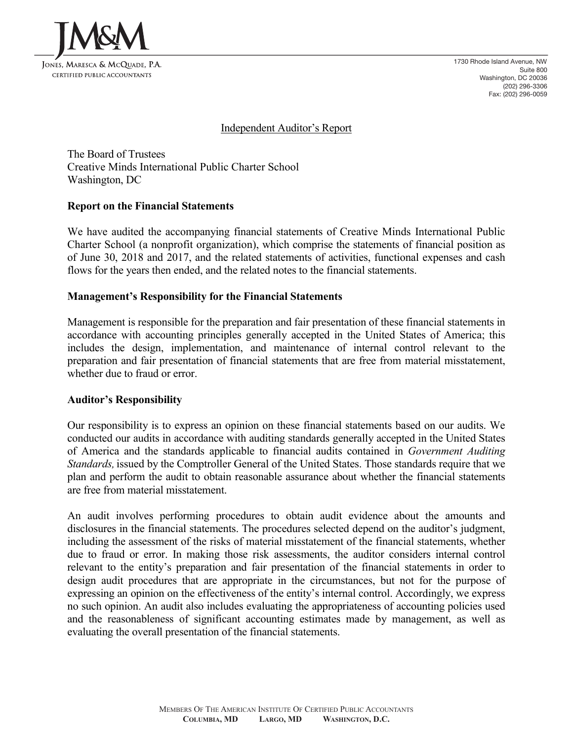JM&M

JONES, MARESCA & MCQUADE, P.A.
CERTIFIED PUBLIC ACCOUNTANTS

1730 Rhode Island Avenue, NW
Suite 800
Washington, DC 20036
(202) 296-3306
Fax: (202) 296-0059

# Independent Auditor's Report

The Board of Trustees
Creative Minds International Public Charter School
Washington, DC

## Report on the Financial Statements

We have audited the accompanying financial statements of Creative Minds International Public Charter School (a nonprofit organization), which comprise the statements of financial position as of June 30, 2018 and 2017, and the related statements of activities, functional expenses and cash flows for the years then ended, and the related notes to the financial statements.

## Management's Responsibility for the Financial Statements

Management is responsible for the preparation and fair presentation of these financial statements in accordance with accounting principles generally accepted in the United States of America; this includes the design, implementation, and maintenance of internal control relevant to the preparation and fair presentation of financial statements that are free from material misstatement, whether due to fraud or error.

## Auditor's Responsibility

Our responsibility is to express an opinion on these financial statements based on our audits. We conducted our audits in accordance with auditing standards generally accepted in the United States of America and the standards applicable to financial audits contained in *Government Auditing Standards,* issued by the Comptroller General of the United States. Those standards require that we plan and perform the audit to obtain reasonable assurance about whether the financial statements are free from material misstatement.

An audit involves performing procedures to obtain audit evidence about the amounts and disclosures in the financial statements. The procedures selected depend on the auditor's judgment, including the assessment of the risks of material misstatement of the financial statements, whether due to fraud or error. In making those risk assessments, the auditor considers internal control relevant to the entity's preparation and fair presentation of the financial statements in order to design audit procedures that are appropriate in the circumstances, but not for the purpose of expressing an opinion on the effectiveness of the entity's internal control. Accordingly, we express no such opinion. An audit also includes evaluating the appropriateness of accounting policies used and the reasonableness of significant accounting estimates made by management, as well as evaluating the overall presentation of the financial statements.

MEMBERS OF THE AMERICAN INSTITUTE OF CERTIFIED PUBLIC ACCOUNTANTS
**COLUMBIA, MD LARGO, MD WASHINGTON, D.C.**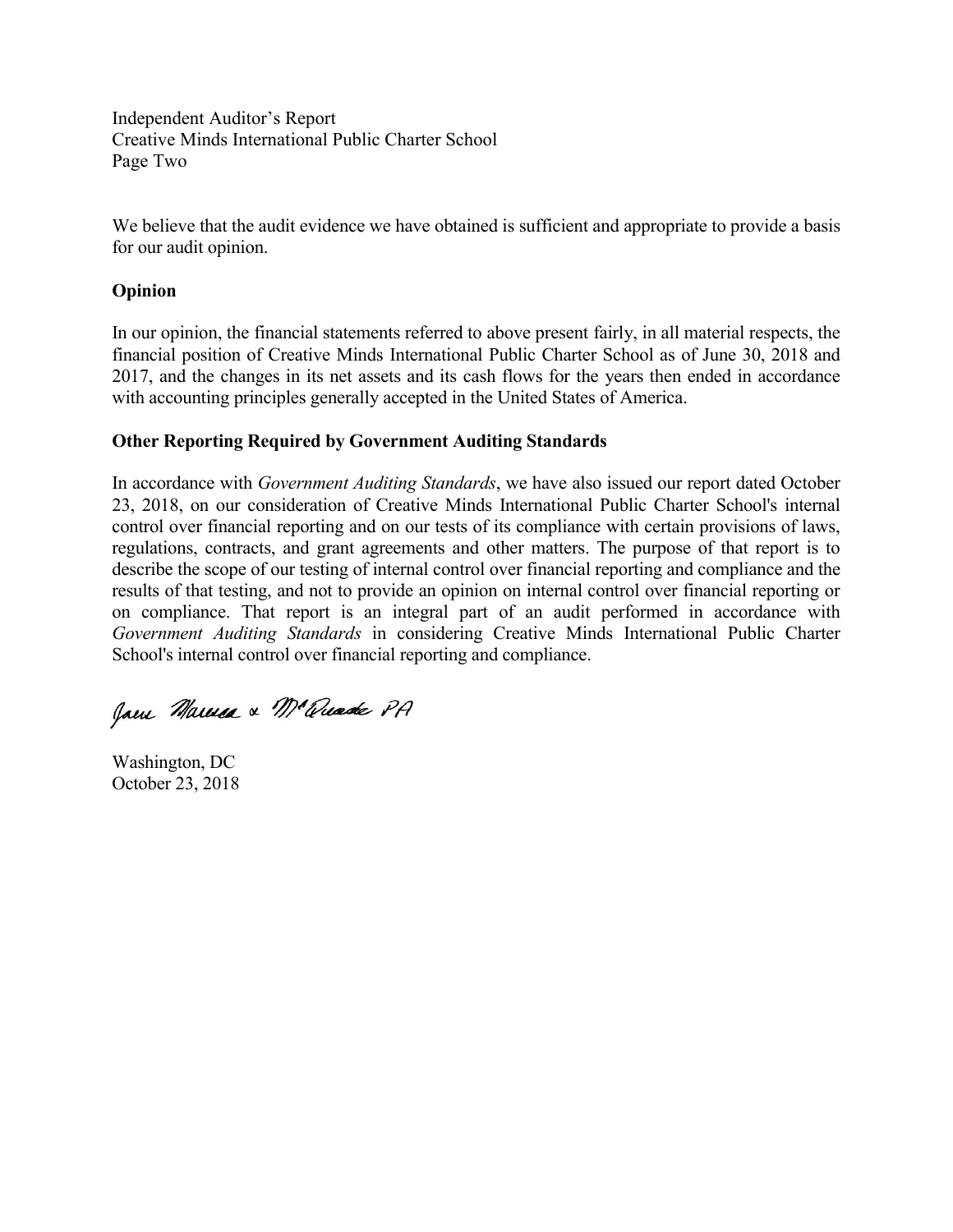We believe that the audit evidence we have obtained is sufficient and appropriate to provide a basis for our audit opinion.

**Opinion**

In our opinion, the financial statements referred to above present fairly, in all material respects, the financial position of Creative Minds International Public Charter School as of June 30, 2018 and 2017, and the changes in its net assets and its cash flows for the years then ended in accordance with accounting principles generally accepted in the United States of America.

**Other Reporting Required by Government Auditing Standards**

In accordance with *Government Auditing Standards*, we have also issued our report dated October 23, 2018, on our consideration of Creative Minds International Public Charter School's internal control over financial reporting and on our tests of its compliance with certain provisions of laws, regulations, contracts, and grant agreements and other matters. The purpose of that report is to describe the scope of our testing of internal control over financial reporting and compliance and the results of that testing, and not to provide an opinion on internal control over financial reporting or on compliance. That report is an integral part of an audit performed in accordance with *Government Auditing Standards* in considering Creative Minds International Public Charter School's internal control over financial reporting and compliance.

Jones Marcus & McQuade PA

Washington, DC
October 23, 2018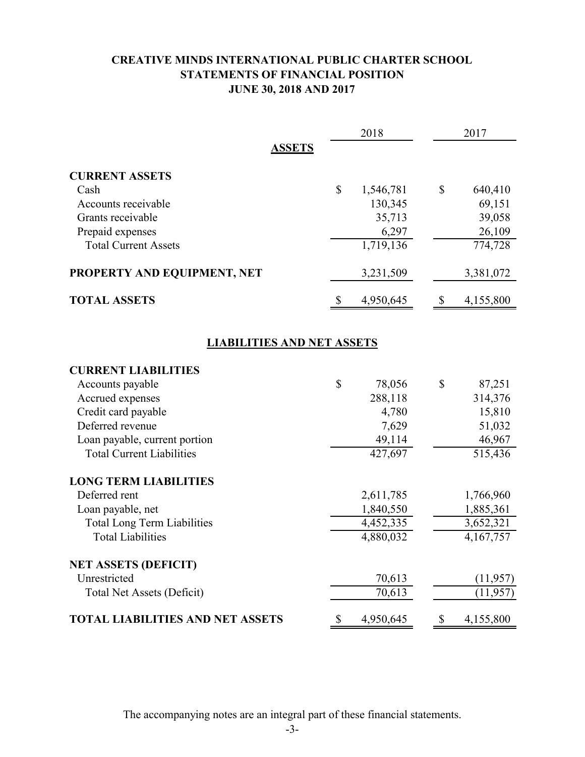# CREATIVE MINDS INTERNATIONAL PUBLIC CHARTER SCHOOL
## STATEMENTS OF FINANCIAL POSITION
### JUNE 30, 2018 AND 2017

| | 2018 | 2017 |
|---|---|---|
| **ASSETS** | | |
| **CURRENT ASSETS** | | |
| Cash | $ 1,546,781 | $ 640,410 |
| Accounts receivable | 130,345 | 69,151 |
| Grants receivable | 35,713 | 39,058 |
| Prepaid expenses | 6,297 | 26,109 |
| Total Current Assets | 1,719,136 | 774,728 |
| **PROPERTY AND EQUIPMENT, NET** | 3,231,509 | 3,381,072 |
| **TOTAL ASSETS** | $ 4,950,645 | $ 4,155,800 |
| **LIABILITIES AND NET ASSETS** | | |
| **CURRENT LIABILITIES** | | |
| Accounts payable | $ 78,056 | $ 87,251 |
| Accrued expenses | 288,118 | 314,376 |
| Credit card payable | 4,780 | 15,810 |
| Deferred revenue | 7,629 | 51,032 |
| Loan payable, current portion | 49,114 | 46,967 |
| Total Current Liabilities | 427,697 | 515,436 |
| **LONG TERM LIABILITIES** | | |
| Deferred rent | 2,611,785 | 1,766,960 |
| Loan payable, net | 1,840,550 | 1,885,361 |
| Total Long Term Liabilities | 4,452,335 | 3,652,321 |
| Total Liabilities | 4,880,032 | 4,167,757 |
| **NET ASSETS (DEFICIT)** | | |
| Unrestricted | 70,613 | (11,957) |
| Total Net Assets (Deficit) | 70,613 | (11,957) |
| **TOTAL LIABILITIES AND NET ASSETS** | $ 4,950,645 | $ 4,155,800 |

The accompanying notes are an integral part of these financial statements.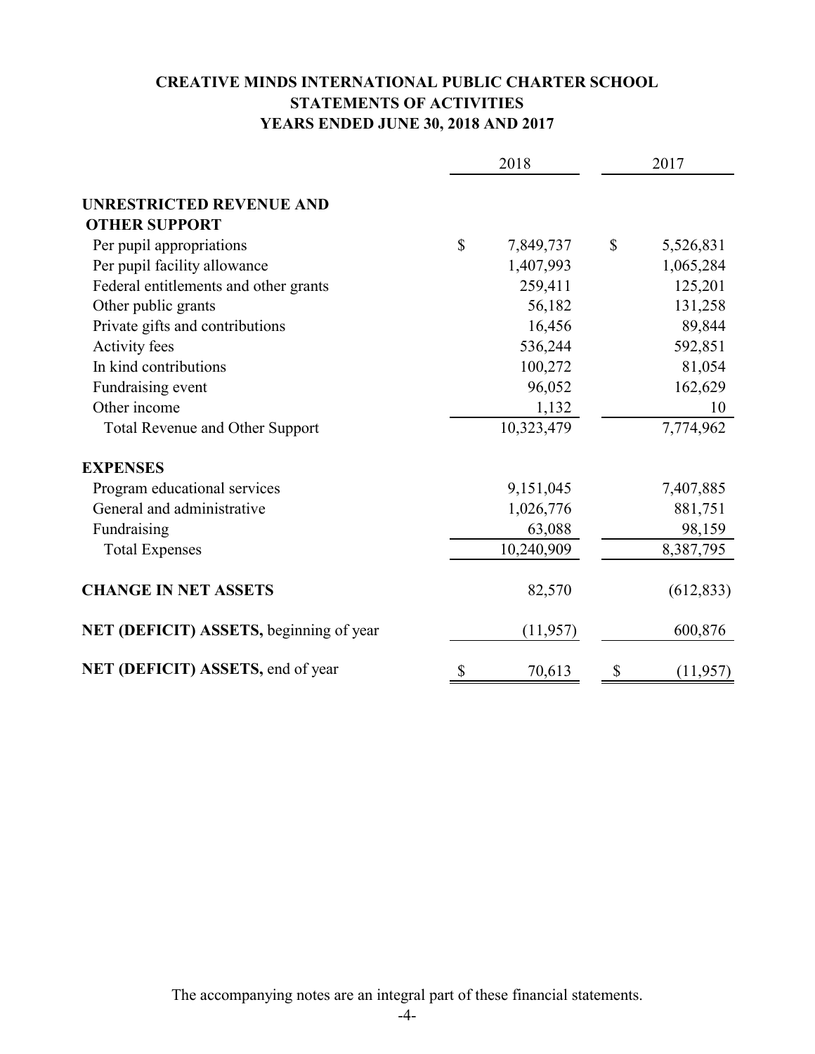# CREATIVE MINDS INTERNATIONAL PUBLIC CHARTER SCHOOL
## STATEMENTS OF ACTIVITIES
### YEARS ENDED JUNE 30, 2018 AND 2017

| | 2018 | 2017 |
|---|---|---|
| **UNRESTRICTED REVENUE AND OTHER SUPPORT** | | |
| Per pupil appropriations | $ 7,849,737 | $ 5,526,831 |
| Per pupil facility allowance | 1,407,993 | 1,065,284 |
| Federal entitlements and other grants | 259,411 | 125,201 |
| Other public grants | 56,182 | 131,258 |
| Private gifts and contributions | 16,456 | 89,844 |
| Activity fees | 536,244 | 592,851 |
| In kind contributions | 100,272 | 81,054 |
| Fundraising event | 96,052 | 162,629 |
| Other income | 1,132 | 10 |
| Total Revenue and Other Support | 10,323,479 | 7,774,962 |
| **EXPENSES** | | |
| Program educational services | 9,151,045 | 7,407,885 |
| General and administrative | 1,026,776 | 881,751 |
| Fundraising | 63,088 | 98,159 |
| Total Expenses | 10,240,909 | 8,387,795 |
| **CHANGE IN NET ASSETS** | 82,570 | (612,833) |
| **NET (DEFICIT) ASSETS,** beginning of year | (11,957) | 600,876 |
| **NET (DEFICIT) ASSETS,** end of year | $ 70,613 | $ (11,957) |

The accompanying notes are an integral part of these financial statements.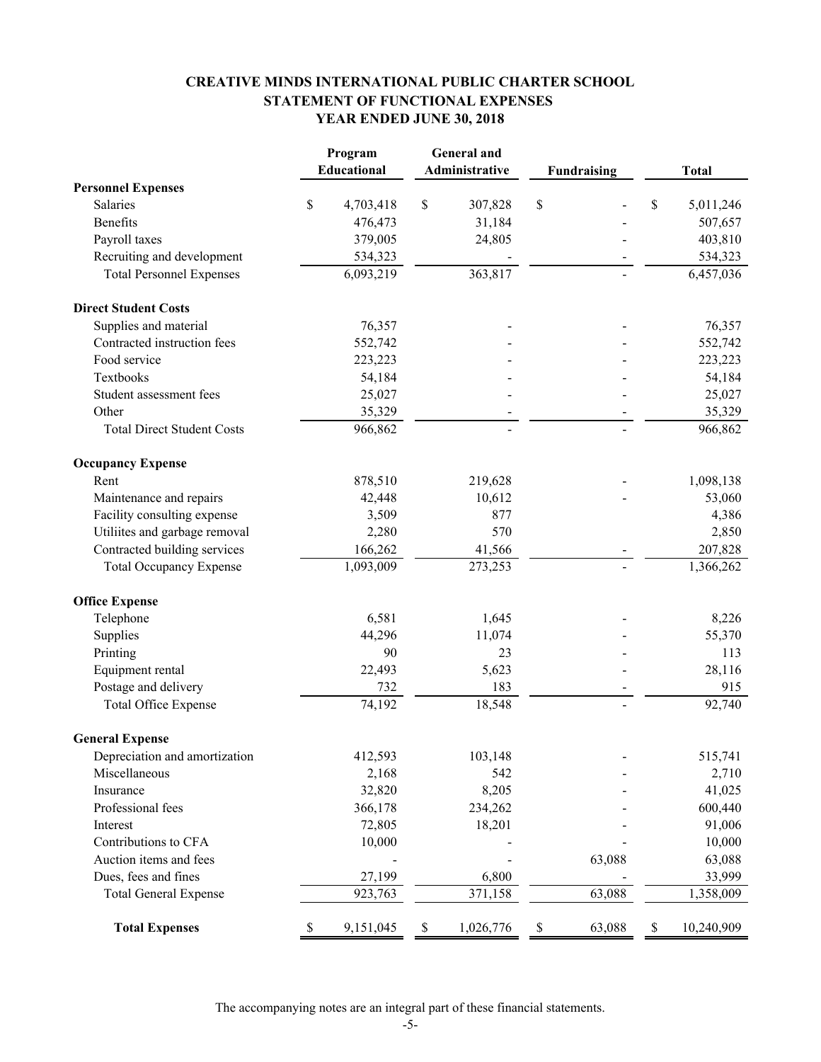# CREATIVE MINDS INTERNATIONAL PUBLIC CHARTER SCHOOL
## STATEMENT OF FUNCTIONAL EXPENSES
### YEAR ENDED JUNE 30, 2018

| | Program Educational | General and Administrative | Fundraising | Total |
|---|---|---|---|---|
| **Personnel Expenses** | | | | |
| Salaries | $ 4,703,418 | $ 307,828 | $ - | $ 5,011,246 |
| Benefits | 476,473 | 31,184 | - | 507,657 |
| Payroll taxes | 379,005 | 24,805 | - | 403,810 |
| Recruiting and development | 534,323 | - | - | 534,323 |
| Total Personnel Expenses | 6,093,219 | 363,817 | - | 6,457,036 |
| **Direct Student Costs** | | | | |
| Supplies and material | 76,357 | - | - | 76,357 |
| Contracted instruction fees | 552,742 | - | - | 552,742 |
| Food service | 223,223 | - | - | 223,223 |
| Textbooks | 54,184 | - | - | 54,184 |
| Student assessment fees | 25,027 | - | - | 25,027 |
| Other | 35,329 | - | - | 35,329 |
| Total Direct Student Costs | 966,862 | - | - | 966,862 |
| **Occupancy Expense** | | | | |
| Rent | 878,510 | 219,628 | - | 1,098,138 |
| Maintenance and repairs | 42,448 | 10,612 | - | 53,060 |
| Facility consulting expense | 3,509 | 877 | | 4,386 |
| Utiliites and garbage removal | 2,280 | 570 | | 2,850 |
| Contracted building services | 166,262 | 41,566 | - | 207,828 |
| Total Occupancy Expense | 1,093,009 | 273,253 | - | 1,366,262 |
| **Office Expense** | | | | |
| Telephone | 6,581 | 1,645 | - | 8,226 |
| Supplies | 44,296 | 11,074 | - | 55,370 |
| Printing | 90 | 23 | - | 113 |
| Equipment rental | 22,493 | 5,623 | - | 28,116 |
| Postage and delivery | 732 | 183 | - | 915 |
| Total Office Expense | 74,192 | 18,548 | - | 92,740 |
| **General Expense** | | | | |
| Depreciation and amortization | 412,593 | 103,148 | - | 515,741 |
| Miscellaneous | 2,168 | 542 | - | 2,710 |
| Insurance | 32,820 | 8,205 | - | 41,025 |
| Professional fees | 366,178 | 234,262 | - | 600,440 |
| Interest | 72,805 | 18,201 | - | 91,006 |
| Contributions to CFA | 10,000 | - | - | 10,000 |
| Auction items and fees | - | - | 63,088 | 63,088 |
| Dues, fees and fines | 27,199 | 6,800 | - | 33,999 |
| Total General Expense | 923,763 | 371,158 | 63,088 | 1,358,009 |
| **Total Expenses** | $ 9,151,045 | $ 1,026,776 | $ 63,088 | $ 10,240,909 |

The accompanying notes are an integral part of these financial statements.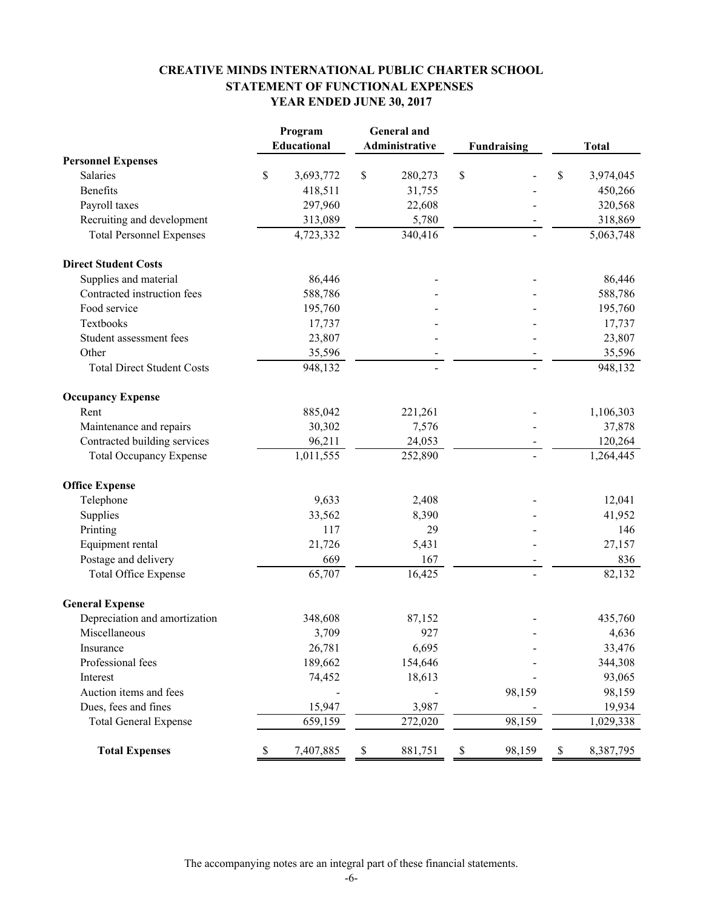# CREATIVE MINDS INTERNATIONAL PUBLIC CHARTER SCHOOL
## STATEMENT OF FUNCTIONAL EXPENSES
## YEAR ENDED JUNE 30, 2017

| | Program Educational | General and Administrative | Fundraising | Total |
|---|---|---|---|---|
| **Personnel Expenses** | | | | |
| Salaries | $ 3,693,772 | $ 280,273 | $ - | $ 3,974,045 |
| Benefits | 418,511 | 31,755 | - | 450,266 |
| Payroll taxes | 297,960 | 22,608 | - | 320,568 |
| Recruiting and development | 313,089 | 5,780 | - | 318,869 |
| Total Personnel Expenses | 4,723,332 | 340,416 | - | 5,063,748 |
| **Direct Student Costs** | | | | |
| Supplies and material | 86,446 | - | - | 86,446 |
| Contracted instruction fees | 588,786 | - | - | 588,786 |
| Food service | 195,760 | - | - | 195,760 |
| Textbooks | 17,737 | - | - | 17,737 |
| Student assessment fees | 23,807 | - | - | 23,807 |
| Other | 35,596 | - | - | 35,596 |
| Total Direct Student Costs | 948,132 | - | - | 948,132 |
| **Occupancy Expense** | | | | |
| Rent | 885,042 | 221,261 | - | 1,106,303 |
| Maintenance and repairs | 30,302 | 7,576 | - | 37,878 |
| Contracted building services | 96,211 | 24,053 | - | 120,264 |
| Total Occupancy Expense | 1,011,555 | 252,890 | - | 1,264,445 |
| **Office Expense** | | | | |
| Telephone | 9,633 | 2,408 | - | 12,041 |
| Supplies | 33,562 | 8,390 | - | 41,952 |
| Printing | 117 | 29 | - | 146 |
| Equipment rental | 21,726 | 5,431 | - | 27,157 |
| Postage and delivery | 669 | 167 | - | 836 |
| Total Office Expense | 65,707 | 16,425 | - | 82,132 |
| **General Expense** | | | | |
| Depreciation and amortization | 348,608 | 87,152 | - | 435,760 |
| Miscellaneous | 3,709 | 927 | - | 4,636 |
| Insurance | 26,781 | 6,695 | - | 33,476 |
| Professional fees | 189,662 | 154,646 | - | 344,308 |
| Interest | 74,452 | 18,613 | - | 93,065 |
| Auction items and fees | - | - | 98,159 | 98,159 |
| Dues, fees and fines | 15,947 | 3,987 | - | 19,934 |
| Total General Expense | 659,159 | 272,020 | 98,159 | 1,029,338 |
| **Total Expenses** | $ 7,407,885 | $ 881,751 | $ 98,159 | $ 8,387,795 |

The accompanying notes are an integral part of these financial statements.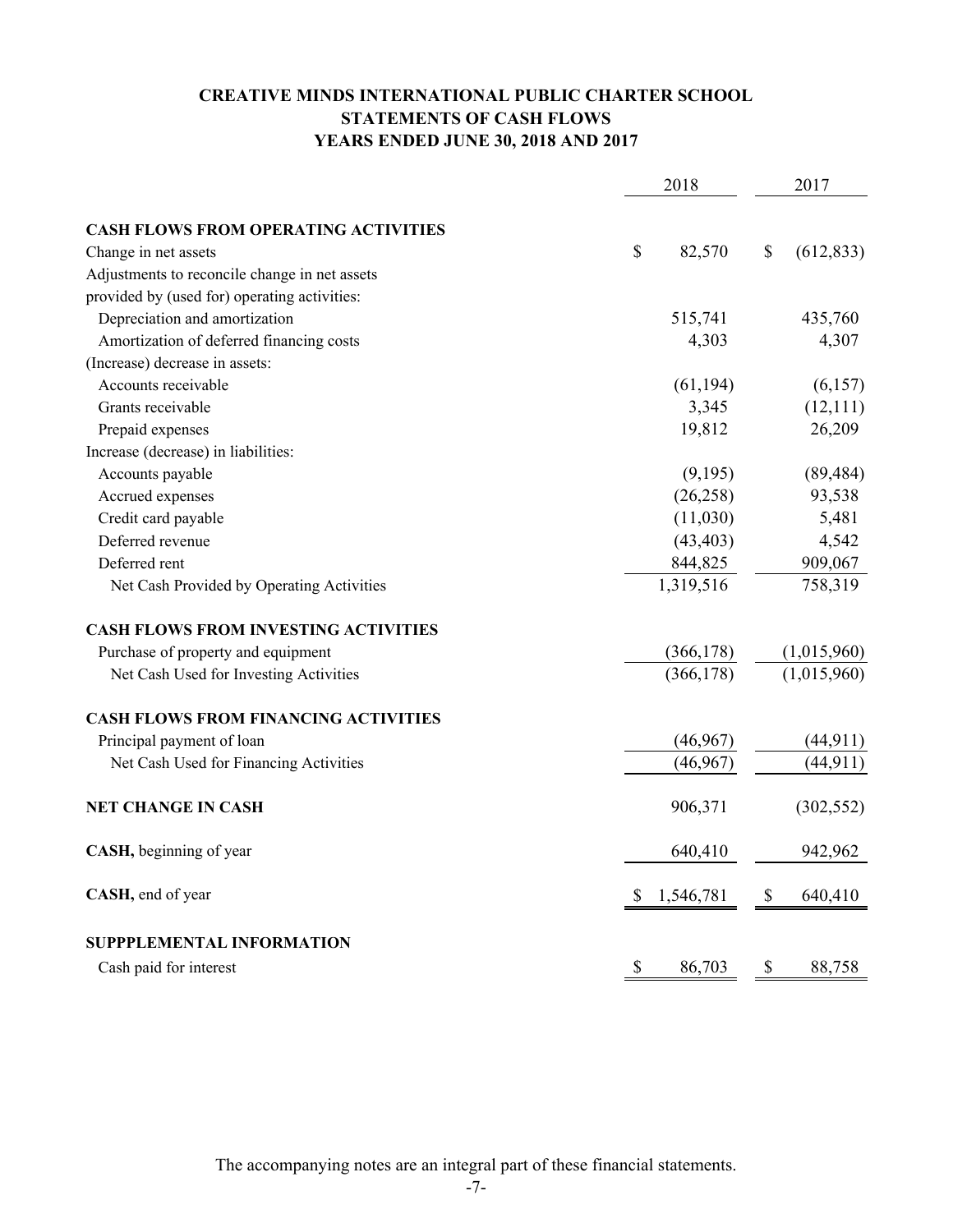# CREATIVE MINDS INTERNATIONAL PUBLIC CHARTER SCHOOL
## STATEMENTS OF CASH FLOWS
## YEARS ENDED JUNE 30, 2018 AND 2017

| | 2018 | 2017 |
|---|---|---|
| **CASH FLOWS FROM OPERATING ACTIVITIES** | | |
| Change in net assets | $ 82,570 | $ (612,833) |
| Adjustments to reconcile change in net assets provided by (used for) operating activities: | | |
| Depreciation and amortization | 515,741 | 435,760 |
| Amortization of deferred financing costs | 4,303 | 4,307 |
| (Increase) decrease in assets: | | |
| Accounts receivable | (61,194) | (6,157) |
| Grants receivable | 3,345 | (12,111) |
| Prepaid expenses | 19,812 | 26,209 |
| Increase (decrease) in liabilities: | | |
| Accounts payable | (9,195) | (89,484) |
| Accrued expenses | (26,258) | 93,538 |
| Credit card payable | (11,030) | 5,481 |
| Deferred revenue | (43,403) | 4,542 |
| Deferred rent | 844,825 | 909,067 |
| Net Cash Provided by Operating Activities | 1,319,516 | 758,319 |
| **CASH FLOWS FROM INVESTING ACTIVITIES** | | |
| Purchase of property and equipment | (366,178) | (1,015,960) |
| Net Cash Used for Investing Activities | (366,178) | (1,015,960) |
| **CASH FLOWS FROM FINANCING ACTIVITIES** | | |
| Principal payment of loan | (46,967) | (44,911) |
| Net Cash Used for Financing Activities | (46,967) | (44,911) |
| **NET CHANGE IN CASH** | 906,371 | (302,552) |
| **CASH,** beginning of year | 640,410 | 942,962 |
| **CASH,** end of year | $ 1,546,781 | $ 640,410 |
| **SUPPPLEMENTAL INFORMATION** | | |
| Cash paid for interest | $ 86,703 | $ 88,758 |

The accompanying notes are an integral part of these financial statements.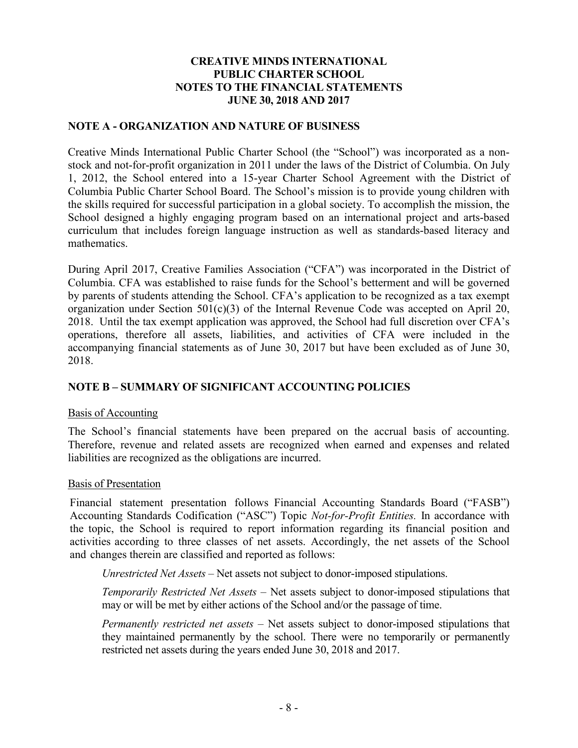**CREATIVE MINDS INTERNATIONAL**
**PUBLIC CHARTER SCHOOL**
**NOTES TO THE FINANCIAL STATEMENTS**
**JUNE 30, 2018 AND 2017**

## NOTE A - ORGANIZATION AND NATURE OF BUSINESS

Creative Minds International Public Charter School (the "School") was incorporated as a non-stock and not-for-profit organization in 2011 under the laws of the District of Columbia. On July 1, 2012, the School entered into a 15-year Charter School Agreement with the District of Columbia Public Charter School Board. The School's mission is to provide young children with the skills required for successful participation in a global society. To accomplish the mission, the School designed a highly engaging program based on an international project and arts-based curriculum that includes foreign language instruction as well as standards-based literacy and mathematics.

During April 2017, Creative Families Association ("CFA") was incorporated in the District of Columbia. CFA was established to raise funds for the School's betterment and will be governed by parents of students attending the School. CFA's application to be recognized as a tax exempt organization under Section 501(c)(3) of the Internal Revenue Code was accepted on April 20, 2018. Until the tax exempt application was approved, the School had full discretion over CFA's operations, therefore all assets, liabilities, and activities of CFA were included in the accompanying financial statements as of June 30, 2017 but have been excluded as of June 30, 2018.

## NOTE B – SUMMARY OF SIGNIFICANT ACCOUNTING POLICIES

Basis of Accounting

The School's financial statements have been prepared on the accrual basis of accounting. Therefore, revenue and related assets are recognized when earned and expenses and related liabilities are recognized as the obligations are incurred.

Basis of Presentation

Financial statement presentation follows Financial Accounting Standards Board ("FASB") Accounting Standards Codification ("ASC") Topic *Not-for-Profit Entities.* In accordance with the topic, the School is required to report information regarding its financial position and activities according to three classes of net assets. Accordingly, the net assets of the School and changes therein are classified and reported as follows:

*Unrestricted Net Assets* – Net assets not subject to donor-imposed stipulations.

*Temporarily Restricted Net Assets* – Net assets subject to donor-imposed stipulations that may or will be met by either actions of the School and/or the passage of time.

*Permanently restricted net assets* – Net assets subject to donor-imposed stipulations that they maintained permanently by the school. There were no temporarily or permanently restricted net assets during the years ended June 30, 2018 and 2017.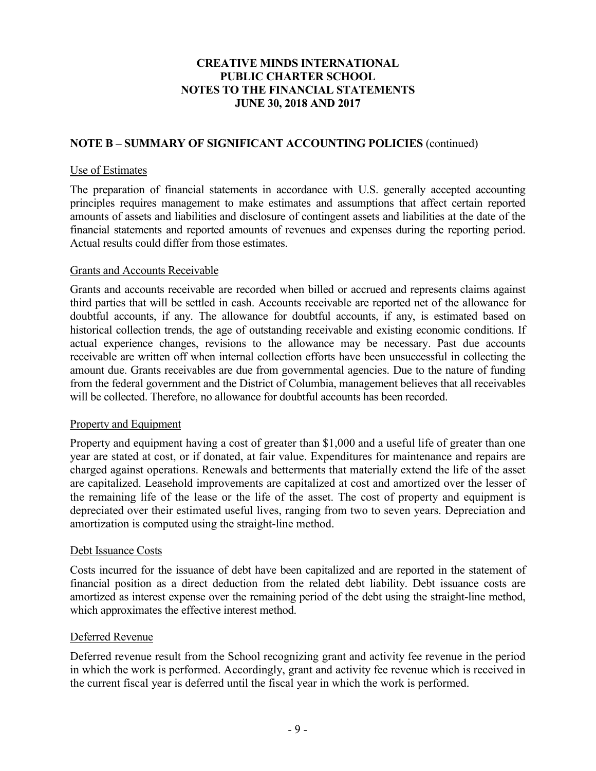## NOTE B – SUMMARY OF SIGNIFICANT ACCOUNTING POLICIES (continued)

### Use of Estimates

The preparation of financial statements in accordance with U.S. generally accepted accounting principles requires management to make estimates and assumptions that affect certain reported amounts of assets and liabilities and disclosure of contingent assets and liabilities at the date of the financial statements and reported amounts of revenues and expenses during the reporting period. Actual results could differ from those estimates.

### Grants and Accounts Receivable

Grants and accounts receivable are recorded when billed or accrued and represents claims against third parties that will be settled in cash. Accounts receivable are reported net of the allowance for doubtful accounts, if any. The allowance for doubtful accounts, if any, is estimated based on historical collection trends, the age of outstanding receivable and existing economic conditions. If actual experience changes, revisions to the allowance may be necessary. Past due accounts receivable are written off when internal collection efforts have been unsuccessful in collecting the amount due. Grants receivables are due from governmental agencies. Due to the nature of funding from the federal government and the District of Columbia, management believes that all receivables will be collected. Therefore, no allowance for doubtful accounts has been recorded.

### Property and Equipment

Property and equipment having a cost of greater than $1,000 and a useful life of greater than one year are stated at cost, or if donated, at fair value. Expenditures for maintenance and repairs are charged against operations. Renewals and betterments that materially extend the life of the asset are capitalized. Leasehold improvements are capitalized at cost and amortized over the lesser of the remaining life of the lease or the life of the asset. The cost of property and equipment is depreciated over their estimated useful lives, ranging from two to seven years. Depreciation and amortization is computed using the straight-line method.

### Debt Issuance Costs

Costs incurred for the issuance of debt have been capitalized and are reported in the statement of financial position as a direct deduction from the related debt liability. Debt issuance costs are amortized as interest expense over the remaining period of the debt using the straight-line method, which approximates the effective interest method.

### Deferred Revenue

Deferred revenue result from the School recognizing grant and activity fee revenue in the period in which the work is performed. Accordingly, grant and activity fee revenue which is received in the current fiscal year is deferred until the fiscal year in which the work is performed.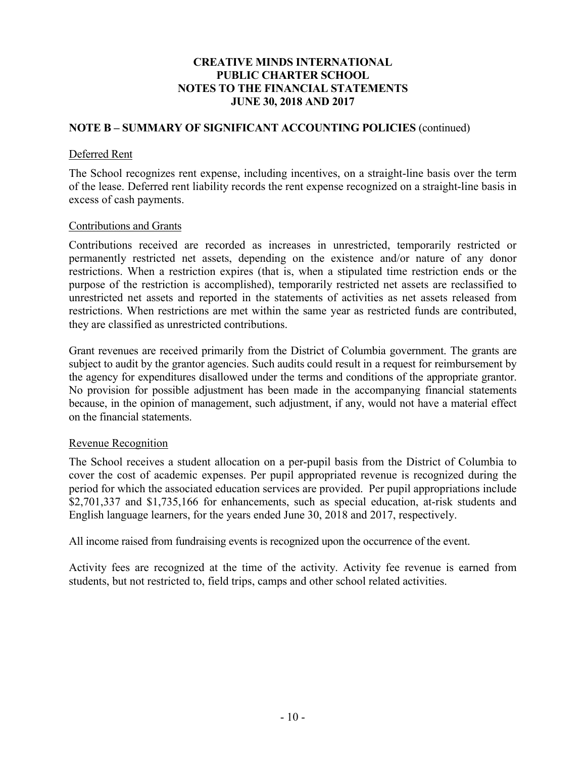# CREATIVE MINDS INTERNATIONAL PUBLIC CHARTER SCHOOL NOTES TO THE FINANCIAL STATEMENTS JUNE 30, 2018 AND 2017

## NOTE B – SUMMARY OF SIGNIFICANT ACCOUNTING POLICIES (continued)

### Deferred Rent

The School recognizes rent expense, including incentives, on a straight-line basis over the term of the lease. Deferred rent liability records the rent expense recognized on a straight-line basis in excess of cash payments.

### Contributions and Grants

Contributions received are recorded as increases in unrestricted, temporarily restricted or permanently restricted net assets, depending on the existence and/or nature of any donor restrictions. When a restriction expires (that is, when a stipulated time restriction ends or the purpose of the restriction is accomplished), temporarily restricted net assets are reclassified to unrestricted net assets and reported in the statements of activities as net assets released from restrictions. When restrictions are met within the same year as restricted funds are contributed, they are classified as unrestricted contributions.

Grant revenues are received primarily from the District of Columbia government. The grants are subject to audit by the grantor agencies. Such audits could result in a request for reimbursement by the agency for expenditures disallowed under the terms and conditions of the appropriate grantor. No provision for possible adjustment has been made in the accompanying financial statements because, in the opinion of management, such adjustment, if any, would not have a material effect on the financial statements.

### Revenue Recognition

The School receives a student allocation on a per-pupil basis from the District of Columbia to cover the cost of academic expenses. Per pupil appropriated revenue is recognized during the period for which the associated education services are provided. Per pupil appropriations include $2,701,337 and $1,735,166 for enhancements, such as special education, at-risk students and English language learners, for the years ended June 30, 2018 and 2017, respectively.

All income raised from fundraising events is recognized upon the occurrence of the event.

Activity fees are recognized at the time of the activity. Activity fee revenue is earned from students, but not restricted to, field trips, camps and other school related activities.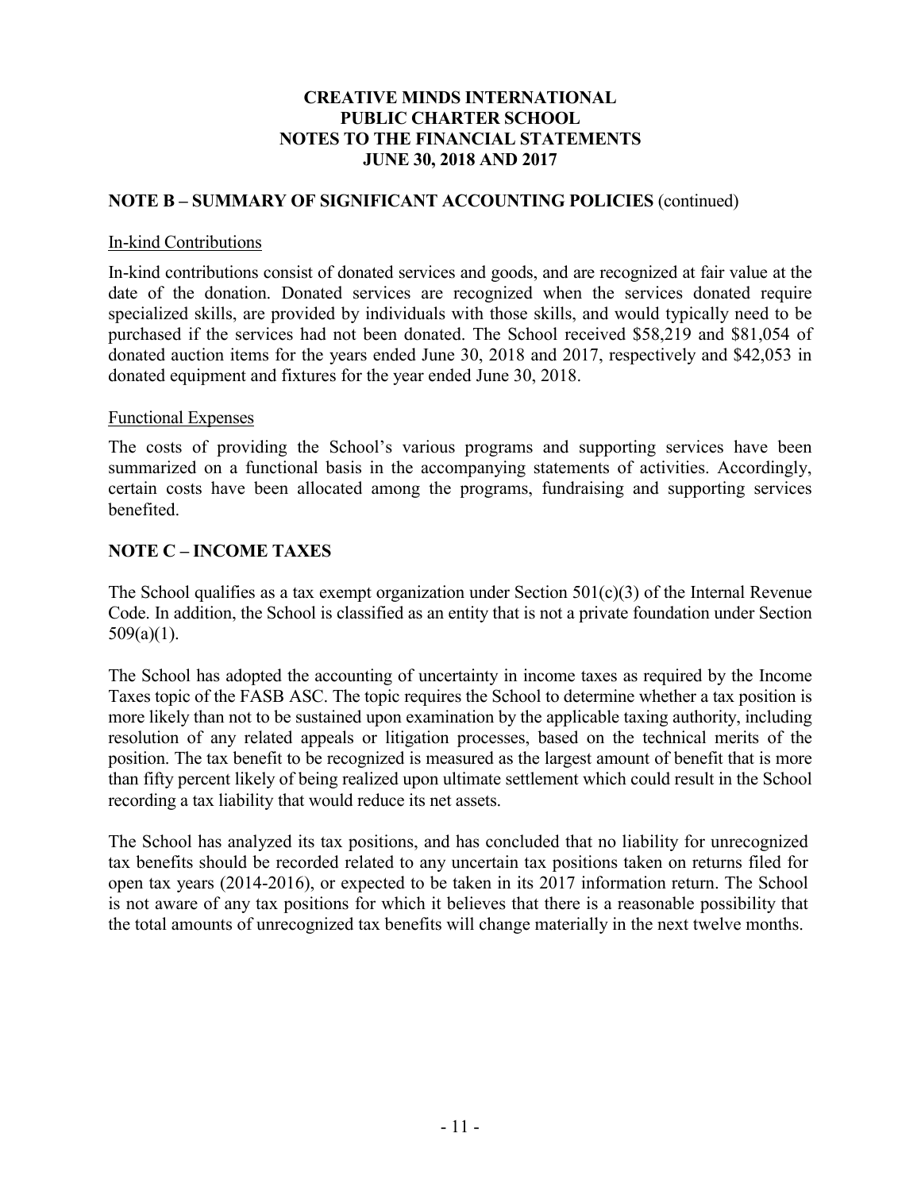## NOTE B – SUMMARY OF SIGNIFICANT ACCOUNTING POLICIES (continued)

In-kind Contributions

In-kind contributions consist of donated services and goods, and are recognized at fair value at the date of the donation. Donated services are recognized when the services donated require specialized skills, are provided by individuals with those skills, and would typically need to be purchased if the services had not been donated. The School received $58,219 and $81,054 of donated auction items for the years ended June 30, 2018 and 2017, respectively and $42,053 in donated equipment and fixtures for the year ended June 30, 2018.

Functional Expenses

The costs of providing the School's various programs and supporting services have been summarized on a functional basis in the accompanying statements of activities. Accordingly, certain costs have been allocated among the programs, fundraising and supporting services benefited.

## NOTE C – INCOME TAXES

The School qualifies as a tax exempt organization under Section 501(c)(3) of the Internal Revenue Code. In addition, the School is classified as an entity that is not a private foundation under Section 509(a)(1).

The School has adopted the accounting of uncertainty in income taxes as required by the Income Taxes topic of the FASB ASC. The topic requires the School to determine whether a tax position is more likely than not to be sustained upon examination by the applicable taxing authority, including resolution of any related appeals or litigation processes, based on the technical merits of the position. The tax benefit to be recognized is measured as the largest amount of benefit that is more than fifty percent likely of being realized upon ultimate settlement which could result in the School recording a tax liability that would reduce its net assets.

The School has analyzed its tax positions, and has concluded that no liability for unrecognized tax benefits should be recorded related to any uncertain tax positions taken on returns filed for open tax years (2014-2016), or expected to be taken in its 2017 information return. The School is not aware of any tax positions for which it believes that there is a reasonable possibility that the total amounts of unrecognized tax benefits will change materially in the next twelve months.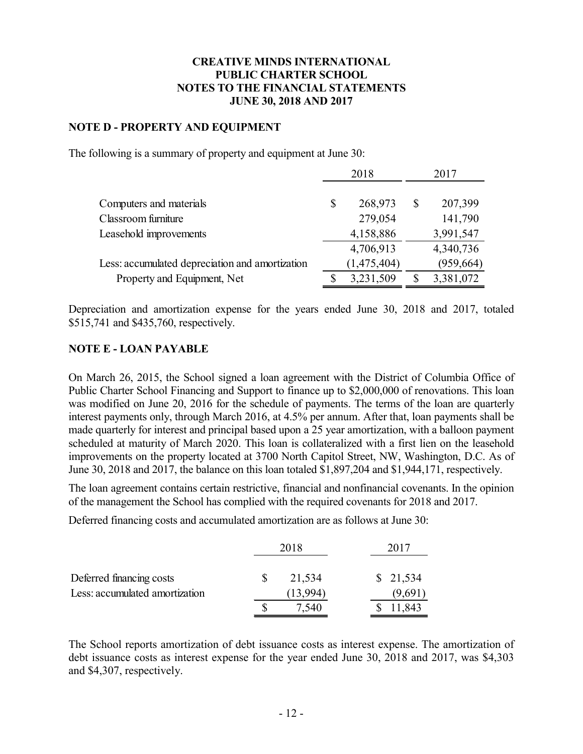# CREATIVE MINDS INTERNATIONAL PUBLIC CHARTER SCHOOL NOTES TO THE FINANCIAL STATEMENTS JUNE 30, 2018 AND 2017

## NOTE D - PROPERTY AND EQUIPMENT

The following is a summary of property and equipment at June 30:

| | 2018 | 2017 |
|---|---|---|
| Computers and materials | $ 268,973 | $ 207,399 |
| Classroom furniture | 279,054 | 141,790 |
| Leasehold improvements | 4,158,886 | 3,991,547 |
| | 4,706,913 | 4,340,736 |
| Less: accumulated depreciation and amortization | (1,475,404) | (959,664) |
| Property and Equipment, Net | $ 3,231,509 | $ 3,381,072 |

Depreciation and amortization expense for the years ended June 30, 2018 and 2017, totaled $515,741 and $435,760, respectively.

## NOTE E - LOAN PAYABLE

On March 26, 2015, the School signed a loan agreement with the District of Columbia Office of Public Charter School Financing and Support to finance up to $2,000,000 of renovations. This loan was modified on June 20, 2016 for the schedule of payments. The terms of the loan are quarterly interest payments only, through March 2016, at 4.5% per annum. After that, loan payments shall be made quarterly for interest and principal based upon a 25 year amortization, with a balloon payment scheduled at maturity of March 2020. This loan is collateralized with a first lien on the leasehold improvements on the property located at 3700 North Capitol Street, NW, Washington, D.C. As of June 30, 2018 and 2017, the balance on this loan totaled $1,897,204 and $1,944,171, respectively.

The loan agreement contains certain restrictive, financial and nonfinancial covenants. In the opinion of the management the School has complied with the required covenants for 2018 and 2017.

Deferred financing costs and accumulated amortization are as follows at June 30:

| | 2018 | 2017 |
|---|---|---|
| Deferred financing costs | $ 21,534 | $ 21,534 |
| Less: accumulated amortization | (13,994) | (9,691) |
| | $ 7,540 | $ 11,843 |

The School reports amortization of debt issuance costs as interest expense. The amortization of debt issuance costs as interest expense for the year ended June 30, 2018 and 2017, was $4,303 and $4,307, respectively.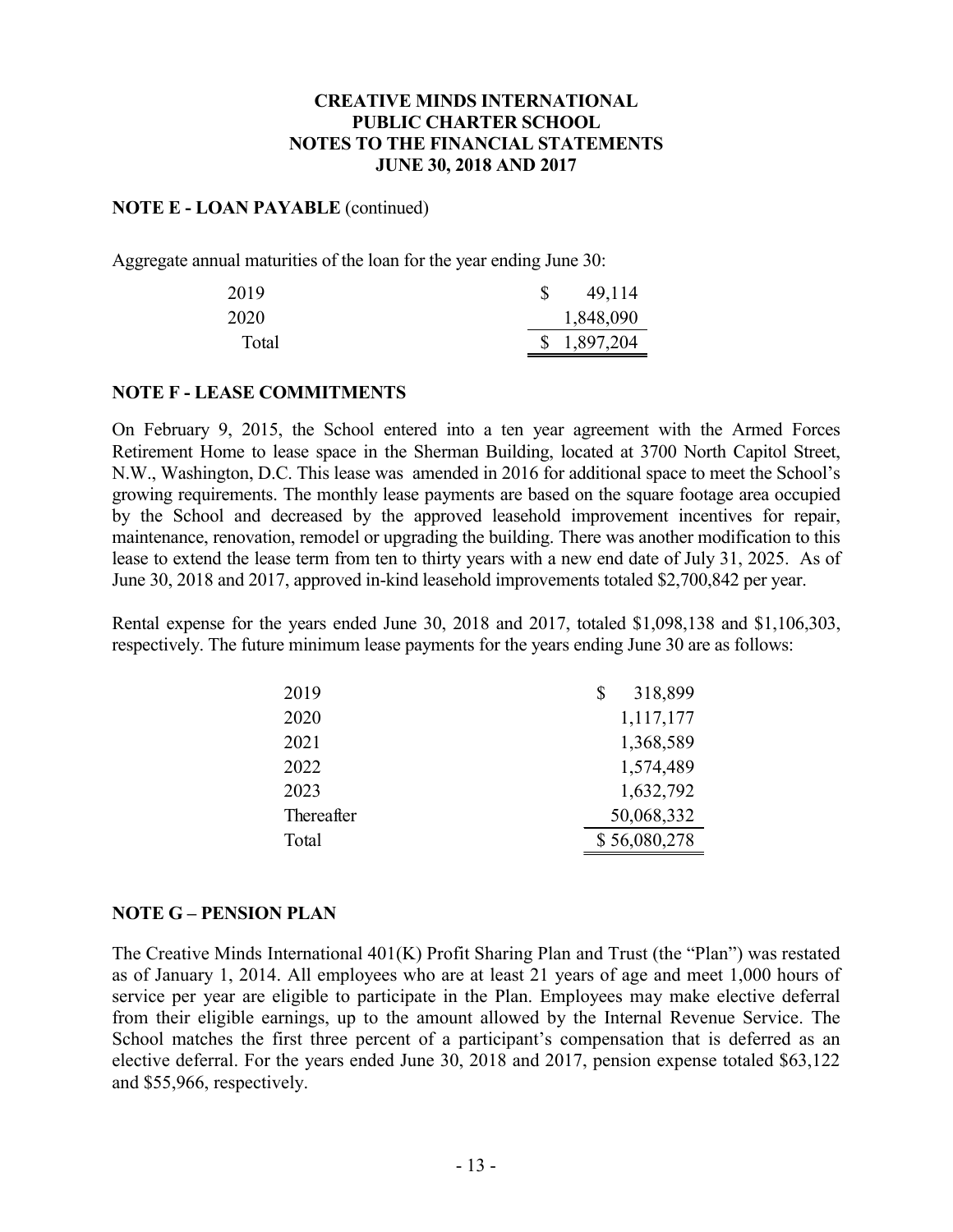# CREATIVE MINDS INTERNATIONAL PUBLIC CHARTER SCHOOL NOTES TO THE FINANCIAL STATEMENTS JUNE 30, 2018 AND 2017

## NOTE E - LOAN PAYABLE (continued)

Aggregate annual maturities of the loan for the year ending June 30:

| | |
|---|---|
| 2019 | $ 49,114 |
| 2020 | 1,848,090 |
| Total | $ 1,897,204 |

## NOTE F - LEASE COMMITMENTS

On February 9, 2015, the School entered into a ten year agreement with the Armed Forces Retirement Home to lease space in the Sherman Building, located at 3700 North Capitol Street, N.W., Washington, D.C. This lease was amended in 2016 for additional space to meet the School's growing requirements. The monthly lease payments are based on the square footage area occupied by the School and decreased by the approved leasehold improvement incentives for repair, maintenance, renovation, remodel or upgrading the building. There was another modification to this lease to extend the lease term from ten to thirty years with a new end date of July 31, 2025. As of June 30, 2018 and 2017, approved in-kind leasehold improvements totaled $2,700,842 per year.

Rental expense for the years ended June 30, 2018 and 2017, totaled $1,098,138 and $1,106,303, respectively. The future minimum lease payments for the years ending June 30 are as follows:

| | |
|---|---|
| 2019 | $ 318,899 |
| 2020 | 1,117,177 |
| 2021 | 1,368,589 |
| 2022 | 1,574,489 |
| 2023 | 1,632,792 |
| Thereafter | 50,068,332 |
| Total | $ 56,080,278 |

## NOTE G – PENSION PLAN

The Creative Minds International 401(K) Profit Sharing Plan and Trust (the "Plan") was restated as of January 1, 2014. All employees who are at least 21 years of age and meet 1,000 hours of service per year are eligible to participate in the Plan. Employees may make elective deferral from their eligible earnings, up to the amount allowed by the Internal Revenue Service. The School matches the first three percent of a participant's compensation that is deferred as an elective deferral. For the years ended June 30, 2018 and 2017, pension expense totaled $63,122 and $55,966, respectively.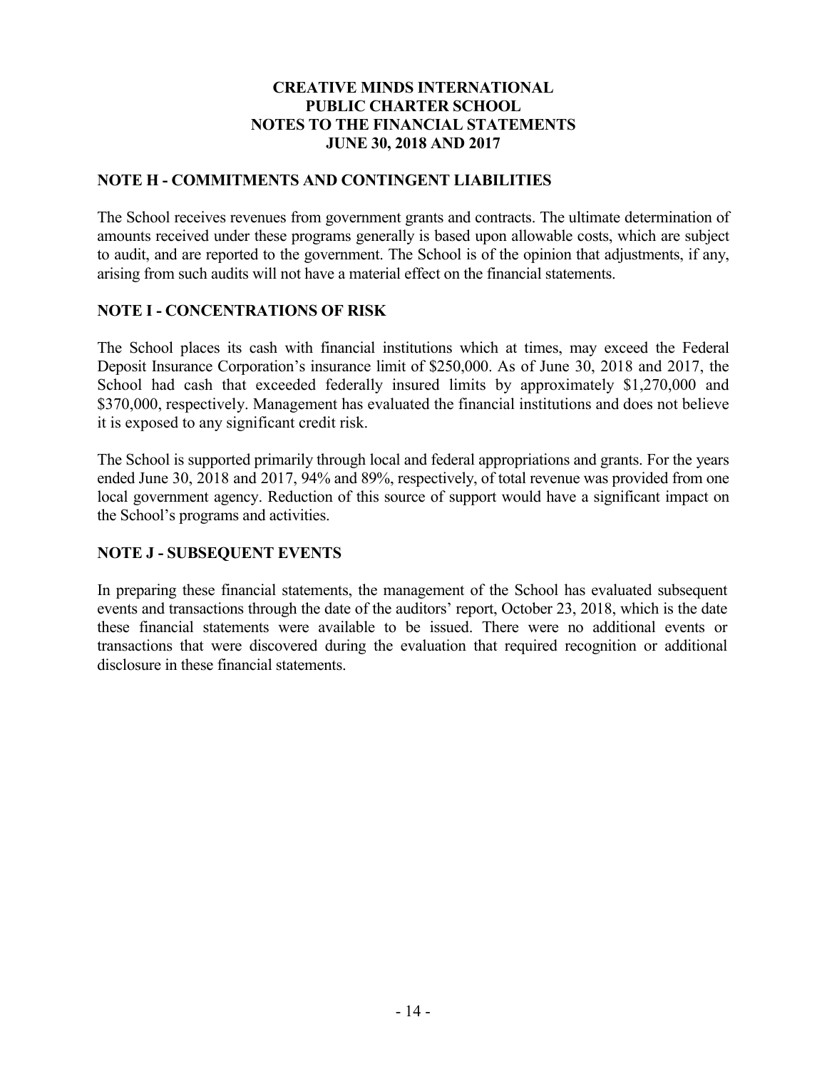**CREATIVE MINDS INTERNATIONAL PUBLIC CHARTER SCHOOL**
**NOTES TO THE FINANCIAL STATEMENTS**
**JUNE 30, 2018 AND 2017**

## NOTE H - COMMITMENTS AND CONTINGENT LIABILITIES

The School receives revenues from government grants and contracts. The ultimate determination of amounts received under these programs generally is based upon allowable costs, which are subject to audit, and are reported to the government. The School is of the opinion that adjustments, if any, arising from such audits will not have a material effect on the financial statements.

## NOTE I - CONCENTRATIONS OF RISK

The School places its cash with financial institutions which at times, may exceed the Federal Deposit Insurance Corporation's insurance limit of $250,000. As of June 30, 2018 and 2017, the School had cash that exceeded federally insured limits by approximately $1,270,000 and $370,000, respectively. Management has evaluated the financial institutions and does not believe it is exposed to any significant credit risk.

The School is supported primarily through local and federal appropriations and grants. For the years ended June 30, 2018 and 2017, 94% and 89%, respectively, of total revenue was provided from one local government agency. Reduction of this source of support would have a significant impact on the School's programs and activities.

## NOTE J - SUBSEQUENT EVENTS

In preparing these financial statements, the management of the School has evaluated subsequent events and transactions through the date of the auditors' report, October 23, 2018, which is the date these financial statements were available to be issued. There were no additional events or transactions that were discovered during the evaluation that required recognition or additional disclosure in these financial statements.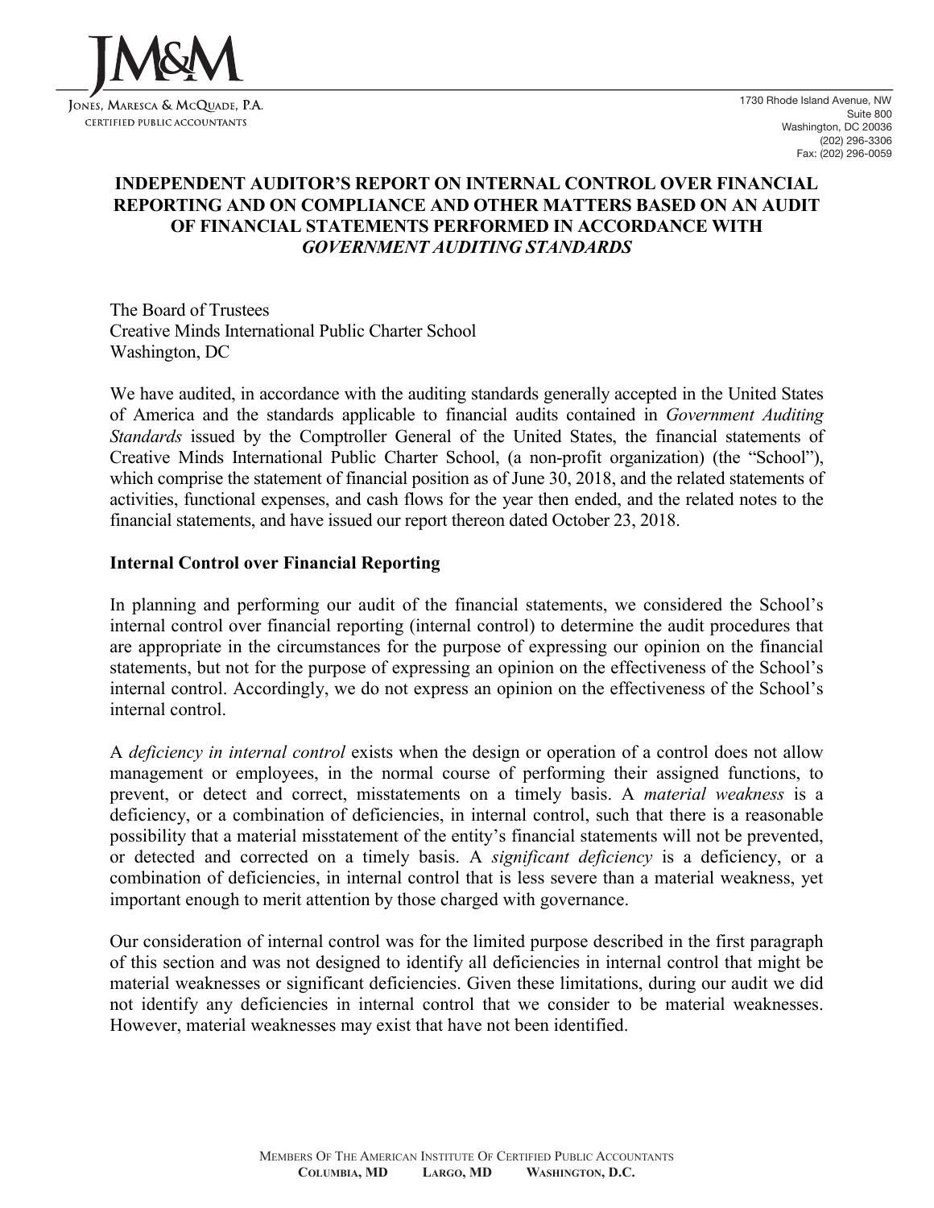JM&M

JONES, MARESCA & MCQUADE, P.A.
CERTIFIED PUBLIC ACCOUNTANTS

1730 Rhode Island Avenue, NW
Suite 800
Washington, DC 20036
(202) 296-3306
Fax: (202) 296-0059

## INDEPENDENT AUDITOR'S REPORT ON INTERNAL CONTROL OVER FINANCIAL REPORTING AND ON COMPLIANCE AND OTHER MATTERS BASED ON AN AUDIT OF FINANCIAL STATEMENTS PERFORMED IN ACCORDANCE WITH *GOVERNMENT AUDITING STANDARDS*

The Board of Trustees
Creative Minds International Public Charter School
Washington, DC

We have audited, in accordance with the auditing standards generally accepted in the United States of America and the standards applicable to financial audits contained in *Government Auditing Standards* issued by the Comptroller General of the United States, the financial statements of Creative Minds International Public Charter School, (a non-profit organization) (the "School"), which comprise the statement of financial position as of June 30, 2018, and the related statements of activities, functional expenses, and cash flows for the year then ended, and the related notes to the financial statements, and have issued our report thereon dated October 23, 2018.

**Internal Control over Financial Reporting**

In planning and performing our audit of the financial statements, we considered the School's internal control over financial reporting (internal control) to determine the audit procedures that are appropriate in the circumstances for the purpose of expressing our opinion on the financial statements, but not for the purpose of expressing an opinion on the effectiveness of the School's internal control. Accordingly, we do not express an opinion on the effectiveness of the School's internal control.

A *deficiency in internal control* exists when the design or operation of a control does not allow management or employees, in the normal course of performing their assigned functions, to prevent, or detect and correct, misstatements on a timely basis. A *material weakness* is a deficiency, or a combination of deficiencies, in internal control, such that there is a reasonable possibility that a material misstatement of the entity's financial statements will not be prevented, or detected and corrected on a timely basis. A *significant deficiency* is a deficiency, or a combination of deficiencies, in internal control that is less severe than a material weakness, yet important enough to merit attention by those charged with governance.

Our consideration of internal control was for the limited purpose described in the first paragraph of this section and was not designed to identify all deficiencies in internal control that might be material weaknesses or significant deficiencies. Given these limitations, during our audit we did not identify any deficiencies in internal control that we consider to be material weaknesses. However, material weaknesses may exist that have not been identified.

MEMBERS OF THE AMERICAN INSTITUTE OF CERTIFIED PUBLIC ACCOUNTANTS
COLUMBIA, MD LARGO, MD WASHINGTON, D.C.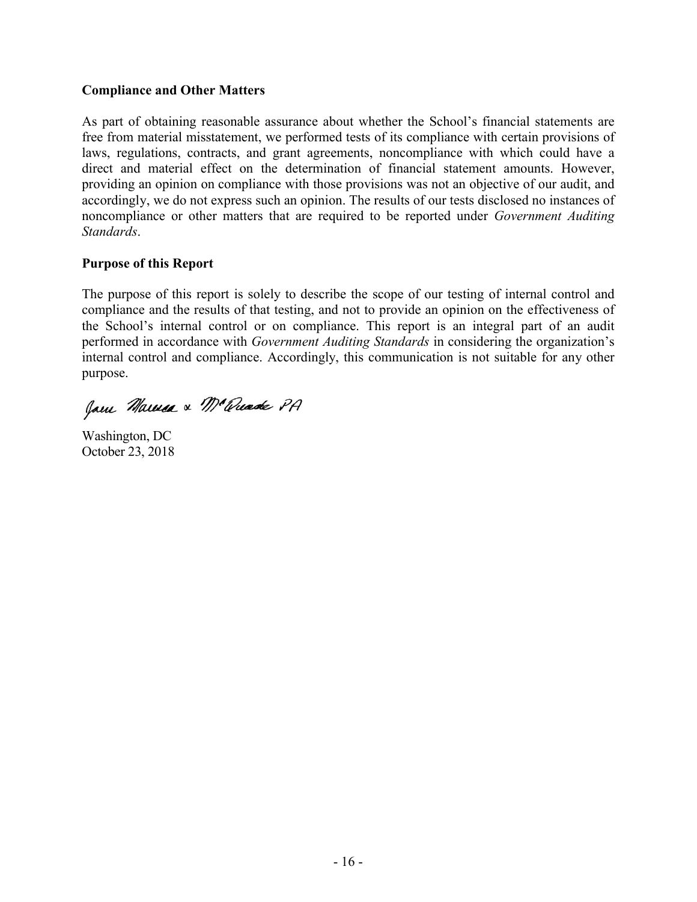## Compliance and Other Matters

As part of obtaining reasonable assurance about whether the School's financial statements are free from material misstatement, we performed tests of its compliance with certain provisions of laws, regulations, contracts, and grant agreements, noncompliance with which could have a direct and material effect on the determination of financial statement amounts. However, providing an opinion on compliance with those provisions was not an objective of our audit, and accordingly, we do not express such an opinion. The results of our tests disclosed no instances of noncompliance or other matters that are required to be reported under *Government Auditing Standards*.

## Purpose of this Report

The purpose of this report is solely to describe the scope of our testing of internal control and compliance and the results of that testing, and not to provide an opinion on the effectiveness of the School's internal control or on compliance. This report is an integral part of an audit performed in accordance with *Government Auditing Standards* in considering the organization's internal control and compliance. Accordingly, this communication is not suitable for any other purpose.

Jam Marcus & McQuade PA

Washington, DC
October 23, 2018